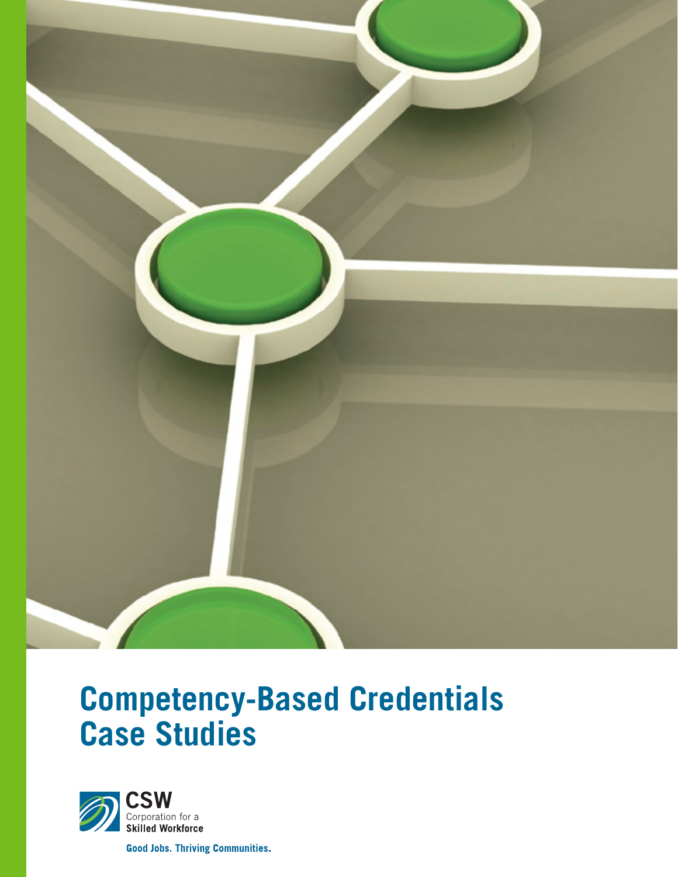# Competency-Based Credentials Case Studies

**CSW**
Corporation for a
**Skilled Workforce**

**Good Jobs. Thriving Communities.**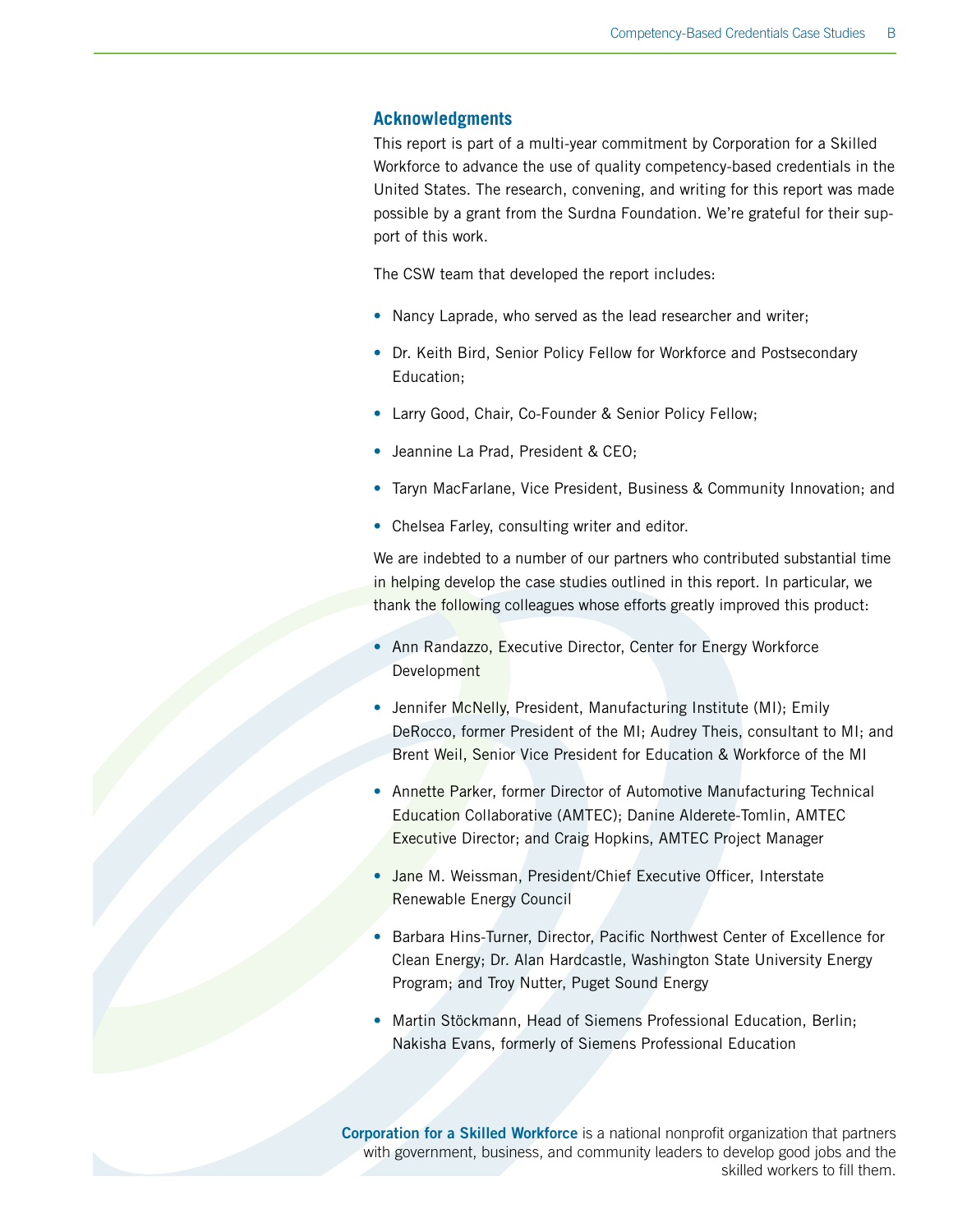## Acknowledgments

This report is part of a multi-year commitment by Corporation for a Skilled Workforce to advance the use of quality competency-based credentials in the United States. The research, convening, and writing for this report was made possible by a grant from the Surdna Foundation. We're grateful for their support of this work.

The CSW team that developed the report includes:

- Nancy Laprade, who served as the lead researcher and writer;
- Dr. Keith Bird, Senior Policy Fellow for Workforce and Postsecondary Education;
- Larry Good, Chair, Co-Founder & Senior Policy Fellow;
- Jeannine La Prad, President & CEO;
- Taryn MacFarlane, Vice President, Business & Community Innovation; and
- Chelsea Farley, consulting writer and editor.

We are indebted to a number of our partners who contributed substantial time in helping develop the case studies outlined in this report. In particular, we thank the following colleagues whose efforts greatly improved this product:

- Ann Randazzo, Executive Director, Center for Energy Workforce Development
- Jennifer McNelly, President, Manufacturing Institute (MI); Emily DeRocco, former President of the MI; Audrey Theis, consultant to MI; and Brent Weil, Senior Vice President for Education & Workforce of the MI
- Annette Parker, former Director of Automotive Manufacturing Technical Education Collaborative (AMTEC); Danine Alderete-Tomlin, AMTEC Executive Director; and Craig Hopkins, AMTEC Project Manager
- Jane M. Weissman, President/Chief Executive Officer, Interstate Renewable Energy Council
- Barbara Hins-Turner, Director, Pacific Northwest Center of Excellence for Clean Energy; Dr. Alan Hardcastle, Washington State University Energy Program; and Troy Nutter, Puget Sound Energy
- Martin Stöckmann, Head of Siemens Professional Education, Berlin; Nakisha Evans, formerly of Siemens Professional Education

**Corporation for a Skilled Workforce** is a national nonprofit organization that partners with government, business, and community leaders to develop good jobs and the skilled workers to fill them.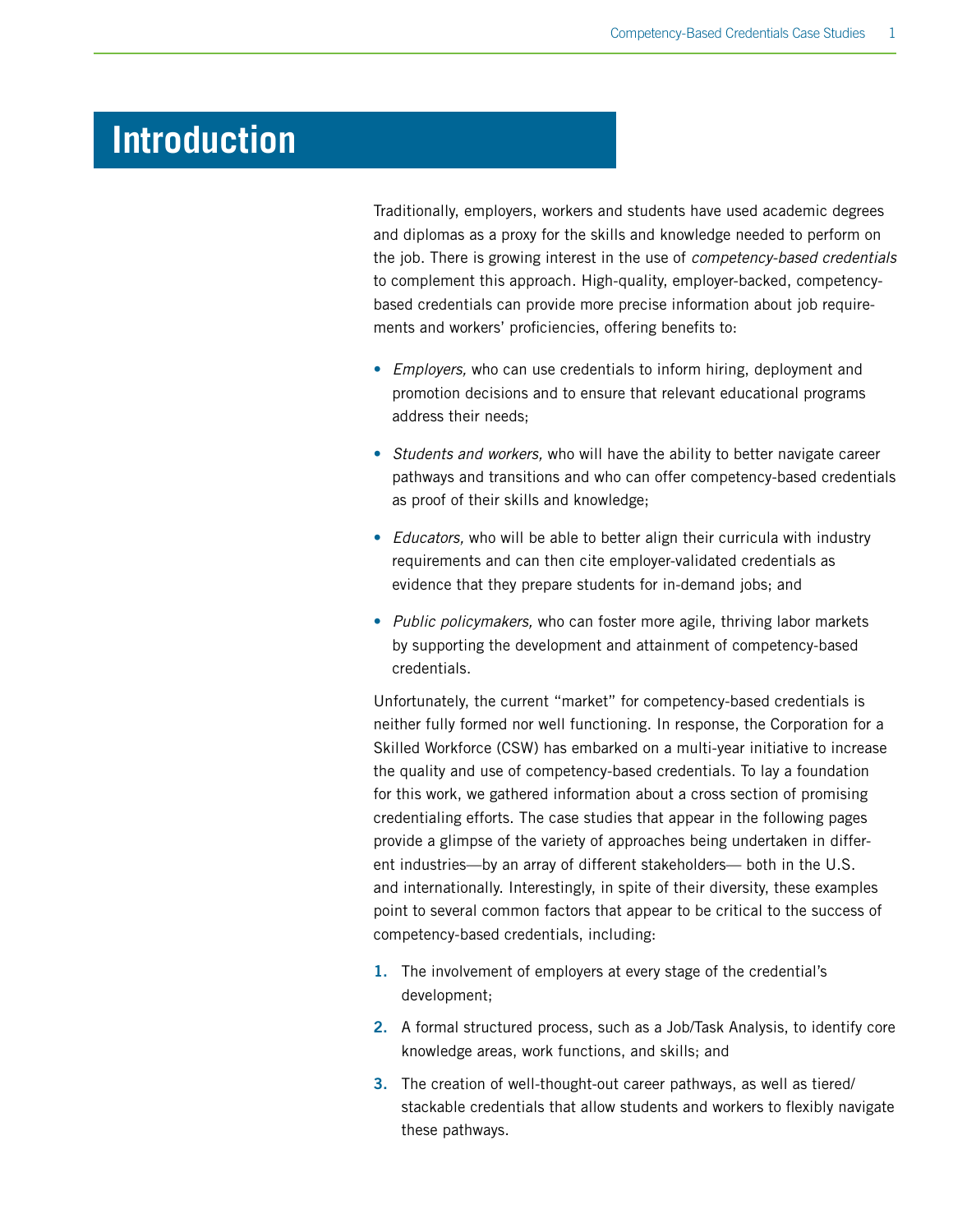# Introduction

Traditionally, employers, workers and students have used academic degrees and diplomas as a proxy for the skills and knowledge needed to perform on the job. There is growing interest in the use of *competency-based credentials* to complement this approach. High-quality, employer-backed, competency-based credentials can provide more precise information about job requirements and workers' proficiencies, offering benefits to:

- *Employers,* who can use credentials to inform hiring, deployment and promotion decisions and to ensure that relevant educational programs address their needs;
- *Students and workers,* who will have the ability to better navigate career pathways and transitions and who can offer competency-based credentials as proof of their skills and knowledge;
- *Educators,* who will be able to better align their curricula with industry requirements and can then cite employer-validated credentials as evidence that they prepare students for in-demand jobs; and
- *Public policymakers,* who can foster more agile, thriving labor markets by supporting the development and attainment of competency-based credentials.

Unfortunately, the current "market" for competency-based credentials is neither fully formed nor well functioning. In response, the Corporation for a Skilled Workforce (CSW) has embarked on a multi-year initiative to increase the quality and use of competency-based credentials. To lay a foundation for this work, we gathered information about a cross section of promising credentialing efforts. The case studies that appear in the following pages provide a glimpse of the variety of approaches being undertaken in different industries—by an array of different stakeholders— both in the U.S. and internationally. Interestingly, in spite of their diversity, these examples point to several common factors that appear to be critical to the success of competency-based credentials, including:

1. The involvement of employers at every stage of the credential's development;
2. A formal structured process, such as a Job/Task Analysis, to identify core knowledge areas, work functions, and skills; and
3. The creation of well-thought-out career pathways, as well as tiered/stackable credentials that allow students and workers to flexibly navigate these pathways.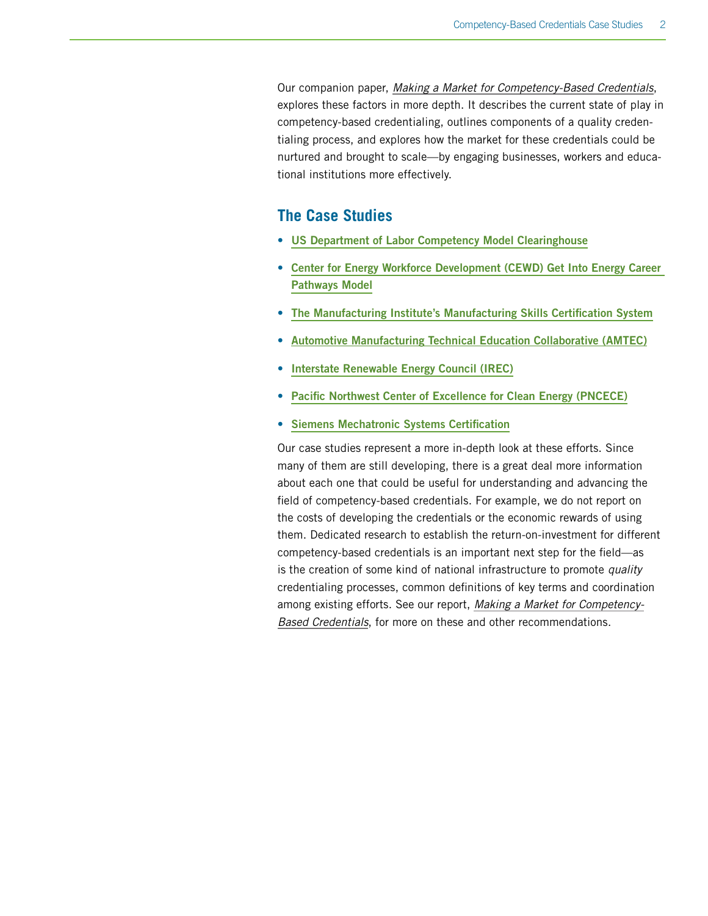Our companion paper, *Making a Market for Competency-Based Credentials*, explores these factors in more depth. It describes the current state of play in competency-based credentialing, outlines components of a quality credentialing process, and explores how the market for these credentials could be nurtured and brought to scale—by engaging businesses, workers and educational institutions more effectively.

## The Case Studies

- **US Department of Labor Competency Model Clearinghouse**
- **Center for Energy Workforce Development (CEWD) Get Into Energy Career Pathways Model**
- **The Manufacturing Institute's Manufacturing Skills Certification System**
- **Automotive Manufacturing Technical Education Collaborative (AMTEC)**
- **Interstate Renewable Energy Council (IREC)**
- **Pacific Northwest Center of Excellence for Clean Energy (PNCECE)**
- **Siemens Mechatronic Systems Certification**

Our case studies represent a more in-depth look at these efforts. Since many of them are still developing, there is a great deal more information about each one that could be useful for understanding and advancing the field of competency-based credentials. For example, we do not report on the costs of developing the credentials or the economic rewards of using them. Dedicated research to establish the return-on-investment for different competency-based credentials is an important next step for the field—as is the creation of some kind of national infrastructure to promote *quality* credentialing processes, common definitions of key terms and coordination among existing efforts. See our report, *Making a Market for Competency-Based Credentials*, for more on these and other recommendations.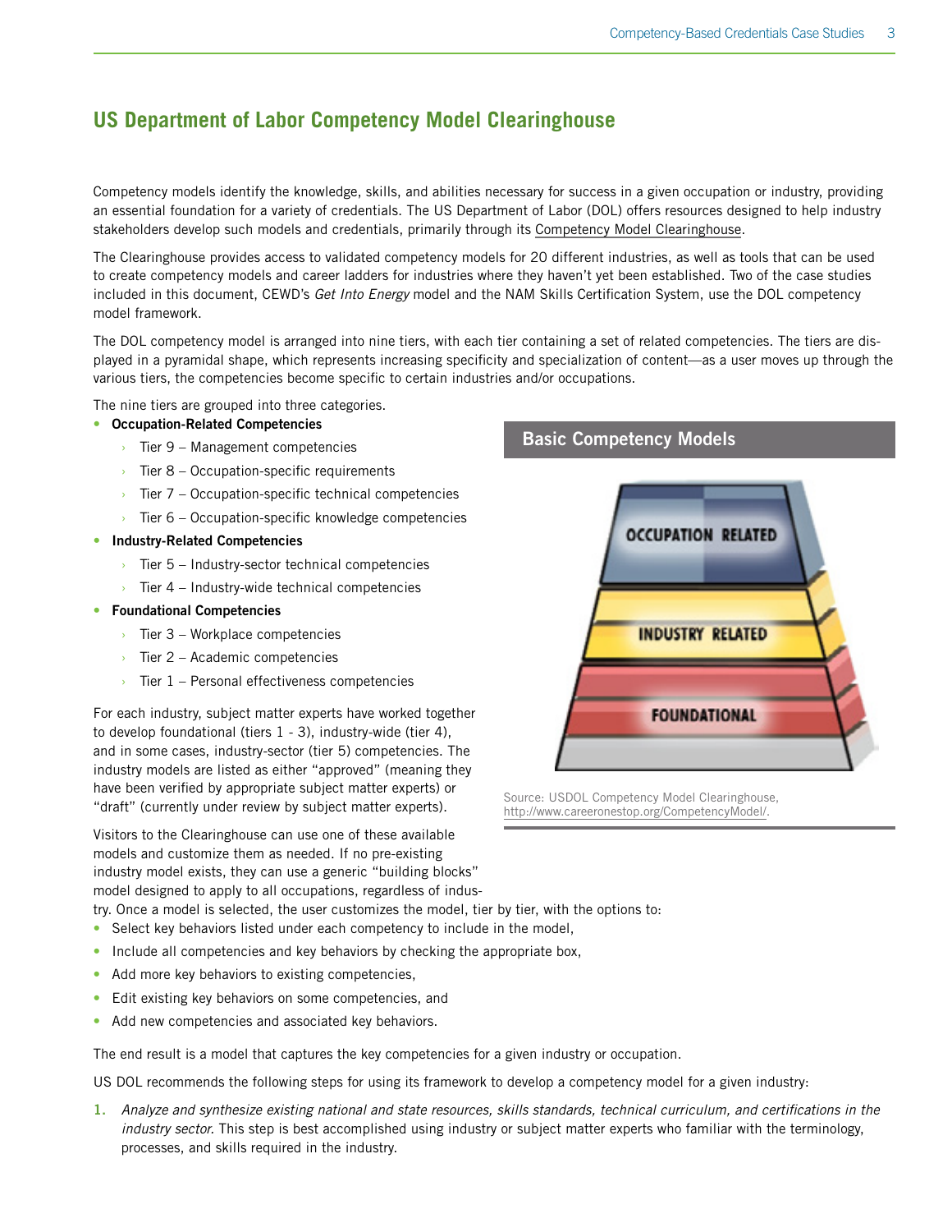## US Department of Labor Competency Model Clearinghouse

Competency models identify the knowledge, skills, and abilities necessary for success in a given occupation or industry, providing an essential foundation for a variety of credentials. The US Department of Labor (DOL) offers resources designed to help industry stakeholders develop such models and credentials, primarily through its Competency Model Clearinghouse.

The Clearinghouse provides access to validated competency models for 20 different industries, as well as tools that can be used to create competency models and career ladders for industries where they haven't yet been established. Two of the case studies included in this document, CEWD's *Get Into Energy* model and the NAM Skills Certification System, use the DOL competency model framework.

The DOL competency model is arranged into nine tiers, with each tier containing a set of related competencies. The tiers are displayed in a pyramidal shape, which represents increasing specificity and specialization of content—as a user moves up through the various tiers, the competencies become specific to certain industries and/or occupations.

The nine tiers are grouped into three categories.

- **Occupation-Related Competencies**
  - Tier 9 – Management competencies
  - Tier 8 – Occupation-specific requirements
  - Tier 7 – Occupation-specific technical competencies
  - Tier 6 – Occupation-specific knowledge competencies
- **Industry-Related Competencies**
  - Tier 5 – Industry-sector technical competencies
  - Tier 4 – Industry-wide technical competencies
- **Foundational Competencies**
  - Tier 3 – Workplace competencies
  - Tier 2 – Academic competencies
  - Tier 1 – Personal effectiveness competencies

### Basic Competency Models

OCCUPATION RELATED

INDUSTRY RELATED

FOUNDATIONAL

Source: USDOL Competency Model Clearinghouse, http://www.careeronestop.org/CompetencyModel/.

For each industry, subject matter experts have worked together to develop foundational (tiers 1 - 3), industry-wide (tier 4), and in some cases, industry-sector (tier 5) competencies. The industry models are listed as either "approved" (meaning they have been verified by appropriate subject matter experts) or "draft" (currently under review by subject matter experts).

Visitors to the Clearinghouse can use one of these available models and customize them as needed. If no pre-existing industry model exists, they can use a generic "building blocks" model designed to apply to all occupations, regardless of industry. Once a model is selected, the user customizes the model, tier by tier, with the options to:

- Select key behaviors listed under each competency to include in the model,
- Include all competencies and key behaviors by checking the appropriate box,
- Add more key behaviors to existing competencies,
- Edit existing key behaviors on some competencies, and
- Add new competencies and associated key behaviors.

The end result is a model that captures the key competencies for a given industry or occupation.

US DOL recommends the following steps for using its framework to develop a competency model for a given industry:

1. *Analyze and synthesize existing national and state resources, skills standards, technical curriculum, and certifications in the industry sector.* This step is best accomplished using industry or subject matter experts who familiar with the terminology, processes, and skills required in the industry.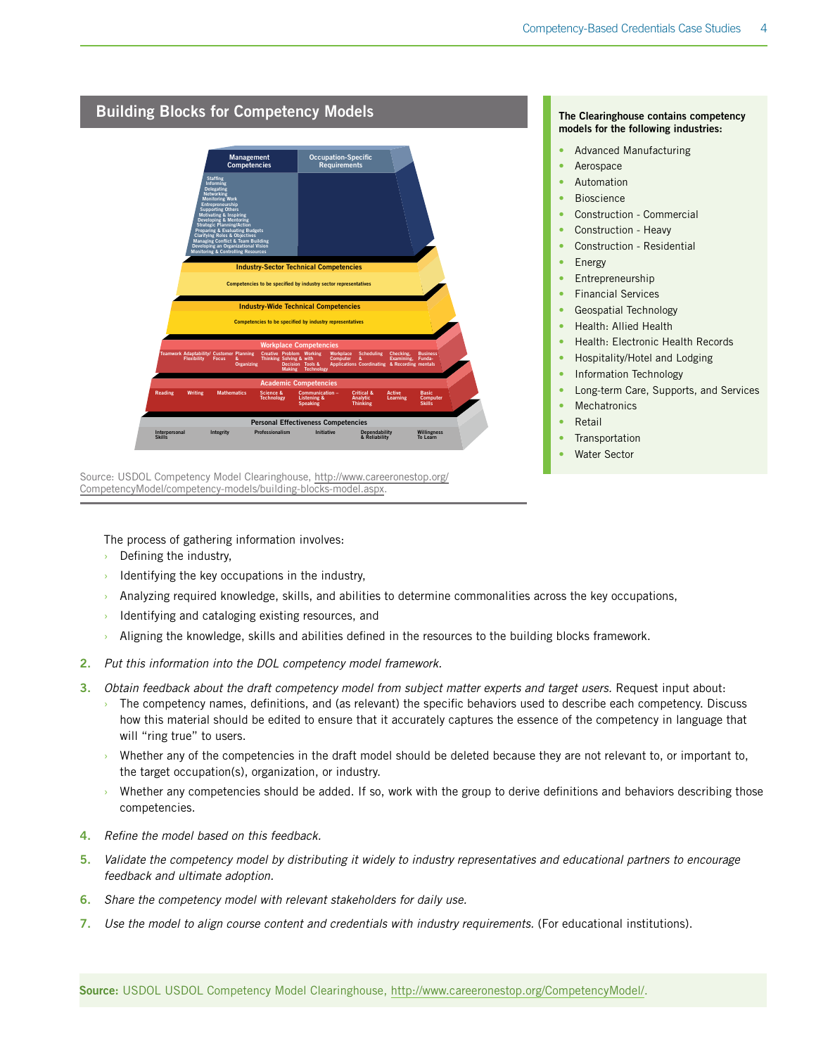## Building Blocks for Competency Models

Management Competencies | Occupation-Specific Requirements

Staffing
Informing
Delegating
Networking
Monitoring Work
Entrepreneurship
Supporting Others
Motivating & Inspiring
Developing & Mentoring
Strategic Planning/Action
Preparing & Evaluating Budgets
Clarifying Roles & Objectives
Managing Conflict & Team Building
Developing an Organizational Vision
Monitoring & Controlling Resources

**Industry-Sector Technical Competencies**
Competencies to be specified by industry sector representatives

**Industry-Wide Technical Competencies**
Competencies to be specified by industry representatives

**Workplace Competencies**
Teamwork, Adaptability/Flexibility, Customer Focus, Planning & Organizing, Creative Thinking, Problem Solving & Decision Making, Working with Tools & Technology, Workplace Computer Applications, Scheduling & Coordinating, Checking, Examining, & Recording, Business Fundamentals

**Academic Competencies**
Reading, Writing, Mathematics, Science & Technology, Communication – Listening & Speaking, Critical & Analytic Thinking, Active Learning, Basic Computer Skills

**Personal Effectiveness Competencies**
Interpersonal Skills, Integrity, Professionalism, Initiative, Dependability & Reliability, Willingness To Learn

Source: USDOL Competency Model Clearinghouse, http://www.careeronestop.org/CompetencyModel/competency-models/building-blocks-model.aspx.

**The Clearinghouse contains competency models for the following industries:**

- Advanced Manufacturing
- Aerospace
- Automation
- Bioscience
- Construction - Commercial
- Construction - Heavy
- Construction - Residential
- Energy
- Entrepreneurship
- Financial Services
- Geospatial Technology
- Health: Allied Health
- Health: Electronic Health Records
- Hospitality/Hotel and Lodging
- Information Technology
- Long-term Care, Supports, and Services
- Mechatronics
- Retail
- Transportation
- Water Sector

The process of gathering information involves:

- Defining the industry,
- Identifying the key occupations in the industry,
- Analyzing required knowledge, skills, and abilities to determine commonalities across the key occupations,
- Identifying and cataloging existing resources, and
- Aligning the knowledge, skills and abilities defined in the resources to the building blocks framework.

2. *Put this information into the DOL competency model framework.*
3. *Obtain feedback about the draft competency model from subject matter experts and target users.* Request input about:
   - The competency names, definitions, and (as relevant) the specific behaviors used to describe each competency. Discuss how this material should be edited to ensure that it accurately captures the essence of the competency in language that will "ring true" to users.
   - Whether any of the competencies in the draft model should be deleted because they are not relevant to, or important to, the target occupation(s), organization, or industry.
   - Whether any competencies should be added. If so, work with the group to derive definitions and behaviors describing those competencies.
4. *Refine the model based on this feedback.*
5. *Validate the competency model by distributing it widely to industry representatives and educational partners to encourage feedback and ultimate adoption.*
6. *Share the competency model with relevant stakeholders for daily use.*
7. *Use the model to align course content and credentials with industry requirements.* (For educational institutions).

**Source:** USDOL USDOL Competency Model Clearinghouse, http://www.careeronestop.org/CompetencyModel/.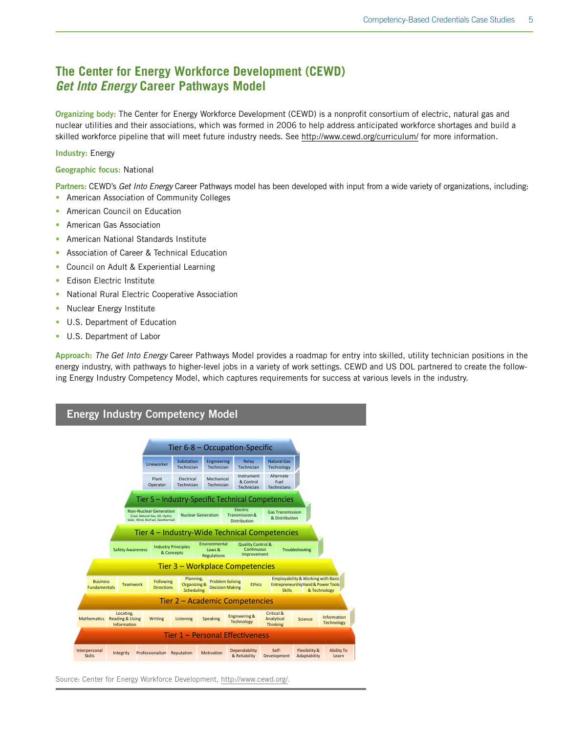## The Center for Energy Workforce Development (CEWD) *Get Into Energy* Career Pathways Model

**Organizing body:** The Center for Energy Workforce Development (CEWD) is a nonprofit consortium of electric, natural gas and nuclear utilities and their associations, which was formed in 2006 to help address anticipated workforce shortages and build a skilled workforce pipeline that will meet future industry needs. See http://www.cewd.org/curriculum/ for more information.

**Industry:** Energy

**Geographic focus:** National

**Partners:** CEWD's *Get Into Energy* Career Pathways model has been developed with input from a wide variety of organizations, including:

- American Association of Community Colleges
- American Council on Education
- American Gas Association
- American National Standards Institute
- Association of Career & Technical Education
- Council on Adult & Experiential Learning
- Edison Electric Institute
- National Rural Electric Cooperative Association
- Nuclear Energy Institute
- U.S. Department of Education
- U.S. Department of Labor

**Approach:** *The Get Into Energy* Career Pathways Model provides a roadmap for entry into skilled, utility technician positions in the energy industry, with pathways to higher-level jobs in a variety of work settings. CEWD and US DOL partnered to create the following Energy Industry Competency Model, which captures requirements for success at various levels in the industry.

### Energy Industry Competency Model

**Tier 6-8 – Occupation-Specific**
- Lineworker
- Substation Technician
- Engineering Technician
- Relay Technician
- Natural Gas Technology
- Plant Operator
- Electrical Technician
- Mechanical Technician
- Instrument & Control Technician
- Alternate Fuel Technicians

**Tier 5 – Industry-Specific Technical Competencies**
- Non-Nuclear Generation (Coal, Natural Gas, Oil, Hydro, Solar, Wind, BioFuel, Geothermal)
- Nuclear Generation
- Electric Transmission & Distribution
- Gas Transmission & Distribution

**Tier 4 – Industry-Wide Technical Competencies**
- Safety Awareness
- Industry Principles & Concepts
- Environmental Laws & Regulations
- Quality Control & Continuous Improvement
- Troubleshooting

**Tier 3 – Workplace Competencies**
- Business Fundamentals
- Teamwork
- Following Directions
- Planning, Organizing & Scheduling
- Problem Solving Decision Making
- Ethics
- Employability & Entrepreneurship Skills
- Working with Basic Hand & Power Tools & Technology

**Tier 2 – Academic Competencies**
- Mathematics
- Locating, Reading & Using Information
- Writing
- Listening
- Speaking
- Engineering & Technology
- Critical & Analytical Thinking
- Science
- Information Technology

**Tier 1 – Personal Effectiveness**
- Interpersonal Skills
- Integrity
- Professionalism
- Reputation
- Motivation
- Dependability & Reliability
- Self-Development
- Flexibility & Adaptability
- Ability To Learn

Source: Center for Energy Workforce Development, http://www.cewd.org/.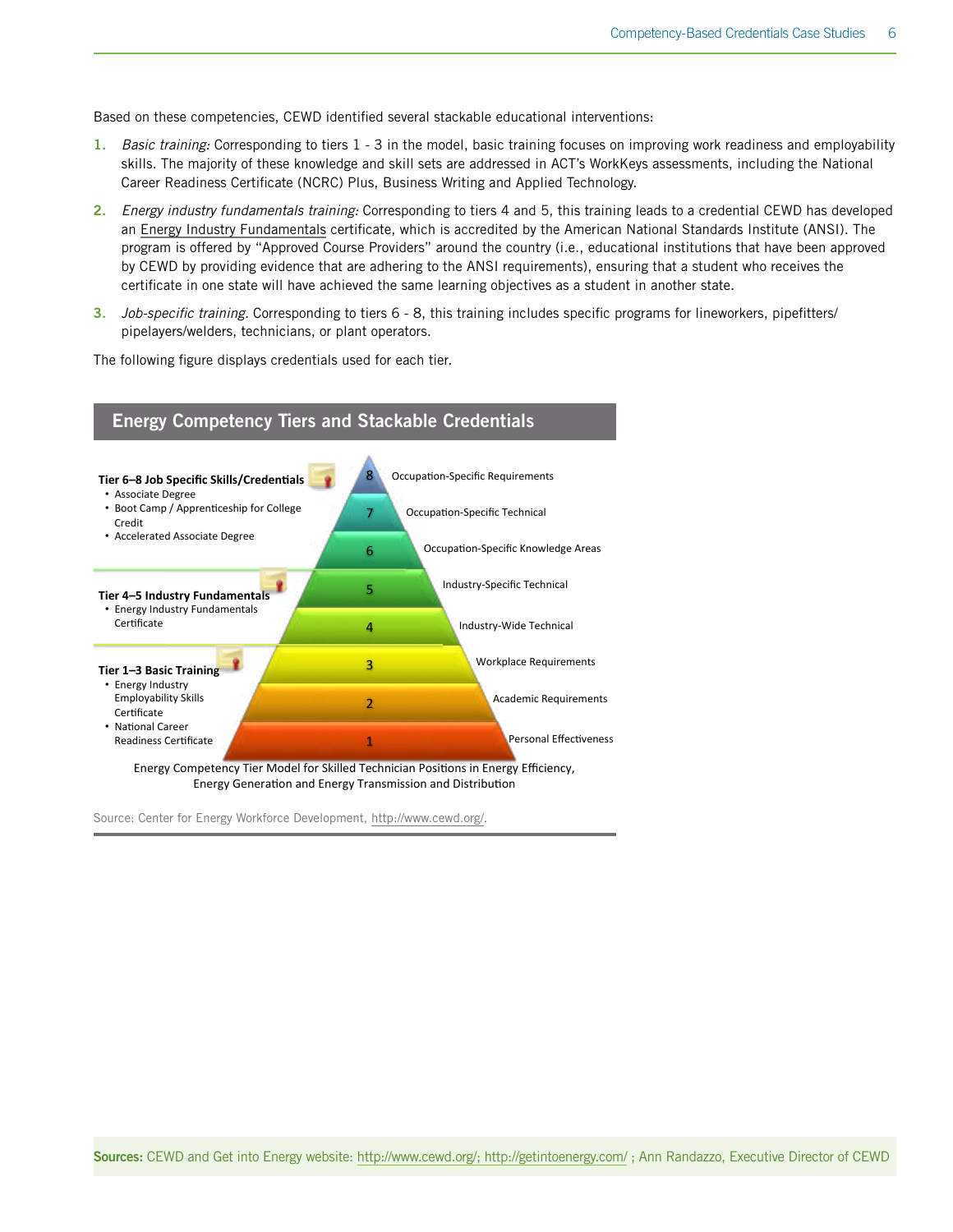Based on these competencies, CEWD identified several stackable educational interventions:

1. *Basic training:* Corresponding to tiers 1 - 3 in the model, basic training focuses on improving work readiness and employability skills. The majority of these knowledge and skill sets are addressed in ACT's WorkKeys assessments, including the National Career Readiness Certificate (NCRC) Plus, Business Writing and Applied Technology.
2. *Energy industry fundamentals training:* Corresponding to tiers 4 and 5, this training leads to a credential CEWD has developed an Energy Industry Fundamentals certificate, which is accredited by the American National Standards Institute (ANSI). The program is offered by "Approved Course Providers" around the country (i.e., educational institutions that have been approved by CEWD by providing evidence that are adhering to the ANSI requirements), ensuring that a student who receives the certificate in one state will have achieved the same learning objectives as a student in another state.
3. *Job-specific training.* Corresponding to tiers 6 - 8, this training includes specific programs for lineworkers, pipefitters/pipelayers/welders, technicians, or plant operators.

The following figure displays credentials used for each tier.

## Energy Competency Tiers and Stackable Credentials

**Tier 6–8 Job Specific Skills/Credentials**
- Associate Degree
- Boot Camp / Apprenticeship for College Credit
- Accelerated Associate Degree

**Tier 4–5 Industry Fundamentals**
- Energy Industry Fundamentals Certificate

**Tier 1–3 Basic Training**
- Energy Industry Employability Skills Certificate
- National Career Readiness Certificate

8 Occupation-Specific Requirements
7 Occupation-Specific Technical
6 Occupation-Specific Knowledge Areas
5 Industry-Specific Technical
4 Industry-Wide Technical
3 Workplace Requirements
2 Academic Requirements
1 Personal Effectiveness

Energy Competency Tier Model for Skilled Technician Positions in Energy Efficiency, Energy Generation and Energy Transmission and Distribution

Source: Center for Energy Workforce Development, http://www.cewd.org/.

**Sources:** CEWD and Get into Energy website: http://www.cewd.org/; http://getintoenergy.com/ ; Ann Randazzo, Executive Director of CEWD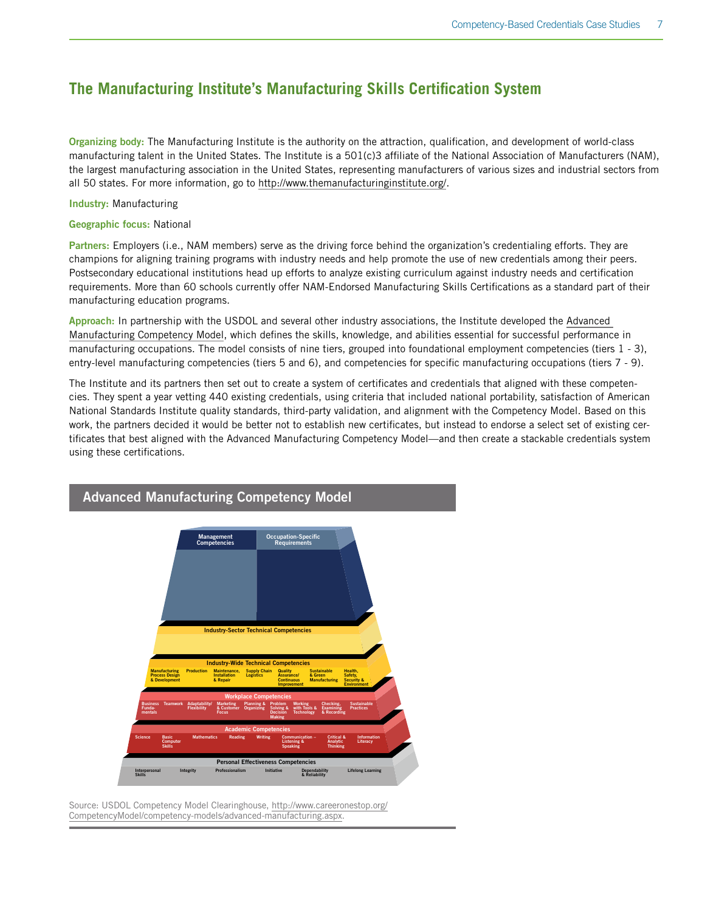# The Manufacturing Institute's Manufacturing Skills Certification System

**Organizing body:** The Manufacturing Institute is the authority on the attraction, qualification, and development of world-class manufacturing talent in the United States. The Institute is a 501(c)3 affiliate of the National Association of Manufacturers (NAM), the largest manufacturing association in the United States, representing manufacturers of various sizes and industrial sectors from all 50 states. For more information, go to http://www.themanufacturinginstitute.org/.

**Industry:** Manufacturing

**Geographic focus:** National

**Partners:** Employers (i.e., NAM members) serve as the driving force behind the organization's credentialing efforts. They are champions for aligning training programs with industry needs and help promote the use of new credentials among their peers. Postsecondary educational institutions head up efforts to analyze existing curriculum against industry needs and certification requirements. More than 60 schools currently offer NAM-Endorsed Manufacturing Skills Certifications as a standard part of their manufacturing education programs.

**Approach:** In partnership with the USDOL and several other industry associations, the Institute developed the Advanced Manufacturing Competency Model, which defines the skills, knowledge, and abilities essential for successful performance in manufacturing occupations. The model consists of nine tiers, grouped into foundational employment competencies (tiers 1 - 3), entry-level manufacturing competencies (tiers 5 and 6), and competencies for specific manufacturing occupations (tiers 7 - 9).

The Institute and its partners then set out to create a system of certificates and credentials that aligned with these competencies. They spent a year vetting 440 existing credentials, using criteria that included national portability, satisfaction of American National Standards Institute quality standards, third-party validation, and alignment with the Competency Model. Based on this work, the partners decided it would be better not to establish new certificates, but instead to endorse a select set of existing certificates that best aligned with the Advanced Manufacturing Competency Model—and then create a stackable credentials system using these certifications.

## Advanced Manufacturing Competency Model

- **Management Competencies** | **Occupation-Specific Requirements**
- **Industry-Sector Technical Competencies**
- **Industry-Wide Technical Competencies:** Manufacturing Process Design & Development; Production; Maintenance, Installation & Repair; Supply Chain Logistics; Quality Assurance/Continuous Improvement; Sustainable & Green Manufacturing; Health, Safety, Security & Environment
- **Workplace Competencies:** Business Fundamentals; Teamwork; Adaptability/Flexibility; Marketing & Customer Focus; Planning & Organizing; Problem Solving & Decision Making; Working with Tools & Technology; Checking, Examining & Recording; Sustainable Practices
- **Academic Competencies:** Science; Basic Computer Skills; Mathematics; Reading; Writing; Communication – Listening & Speaking; Critical & Analytic Thinking; Information Literacy
- **Personal Effectiveness Competencies:** Interpersonal Skills; Integrity; Professionalism; Initiative; Dependability & Reliability; Lifelong Learning

Source: USDOL Competency Model Clearinghouse, http://www.careeronestop.org/CompetencyModel/competency-models/advanced-manufacturing.aspx.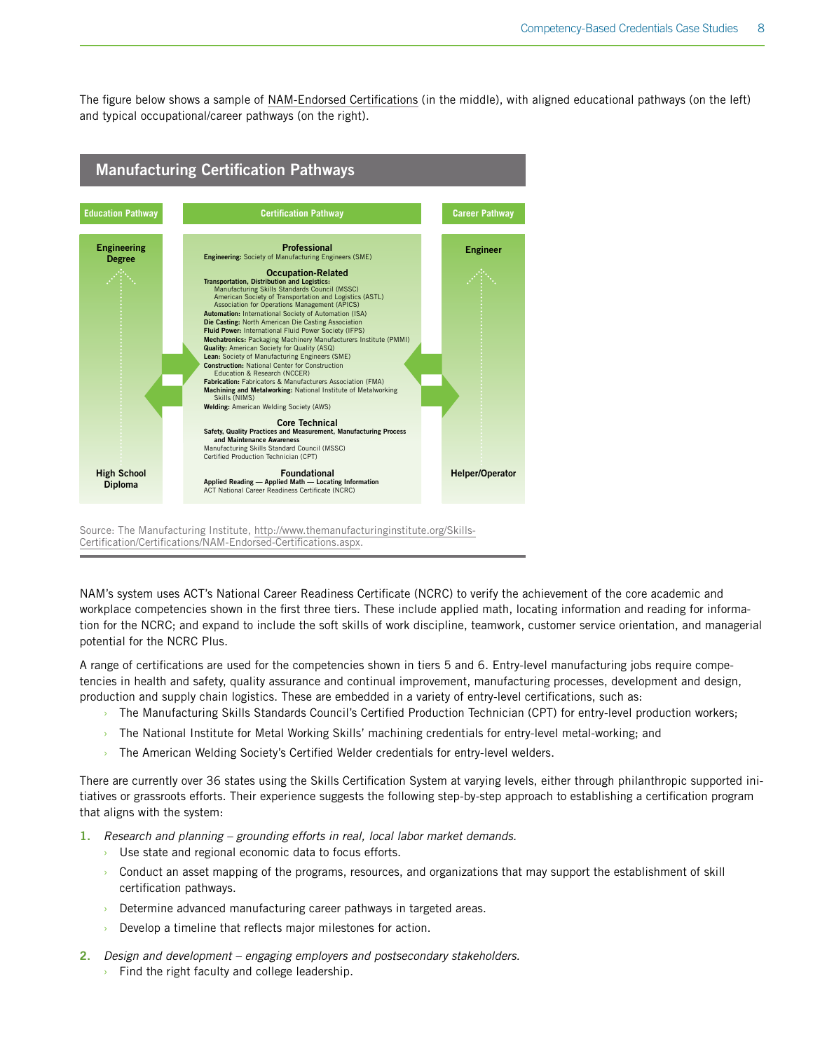The figure below shows a sample of NAM-Endorsed Certifications (in the middle), with aligned educational pathways (on the left) and typical occupational/career pathways (on the right).

## Manufacturing Certification Pathways

| Education Pathway | Certification Pathway | Career Pathway |
|---|---|---|
| Engineering Degree | **Professional**<br>**Engineering:** Society of Manufacturing Engineers (SME) | Engineer |
| | **Occupation-Related**<br>**Transportation, Distribution and Logistics:** Manufacturing Skills Standards Council (MSSC); American Society of Transportation and Logistics (ASTL); Association for Operations Management (APICS)<br>**Automation:** International Society of Automation (ISA)<br>**Die Casting:** North American Die Casting Association<br>**Fluid Power:** International Fluid Power Society (IFPS)<br>**Mechatronics:** Packaging Machinery Manufacturers Institute (PMMI)<br>**Quality:** American Society for Quality (ASQ)<br>**Lean:** Society of Manufacturing Engineers (SME)<br>**Construction:** National Center for Construction Education & Research (NCCER)<br>**Fabrication:** Fabricators & Manufacturers Association (FMA)<br>**Machining and Metalworking:** National Institute of Metalworking Skills (NIMS)<br>**Welding:** American Welding Society (AWS) | |
| | **Core Technical**<br>**Safety, Quality Practices and Measurement, Manufacturing Process and Maintenance Awareness**<br>Manufacturing Skills Standard Council (MSSC)<br>Certified Production Technician (CPT) | |
| High School Diploma | **Foundational**<br>**Applied Reading — Applied Math — Locating Information**<br>ACT National Career Readiness Certificate (NCRC) | Helper/Operator |

Source: The Manufacturing Institute, http://www.themanufacturinginstitute.org/Skills-Certification/Certifications/NAM-Endorsed-Certifications.aspx.

NAM's system uses ACT's National Career Readiness Certificate (NCRC) to verify the achievement of the core academic and workplace competencies shown in the first three tiers. These include applied math, locating information and reading for information for the NCRC; and expand to include the soft skills of work discipline, teamwork, customer service orientation, and managerial potential for the NCRC Plus.

A range of certifications are used for the competencies shown in tiers 5 and 6. Entry-level manufacturing jobs require competencies in health and safety, quality assurance and continual improvement, manufacturing processes, development and design, production and supply chain logistics. These are embedded in a variety of entry-level certifications, such as:

- The Manufacturing Skills Standards Council's Certified Production Technician (CPT) for entry-level production workers;
- The National Institute for Metal Working Skills' machining credentials for entry-level metal-working; and
- The American Welding Society's Certified Welder credentials for entry-level welders.

There are currently over 36 states using the Skills Certification System at varying levels, either through philanthropic supported initiatives or grassroots efforts. Their experience suggests the following step-by-step approach to establishing a certification program that aligns with the system:

1. *Research and planning – grounding efforts in real, local labor market demands.*
   - Use state and regional economic data to focus efforts.
   - Conduct an asset mapping of the programs, resources, and organizations that may support the establishment of skill certification pathways.
   - Determine advanced manufacturing career pathways in targeted areas.
   - Develop a timeline that reflects major milestones for action.
2. *Design and development – engaging employers and postsecondary stakeholders.*
   - Find the right faculty and college leadership.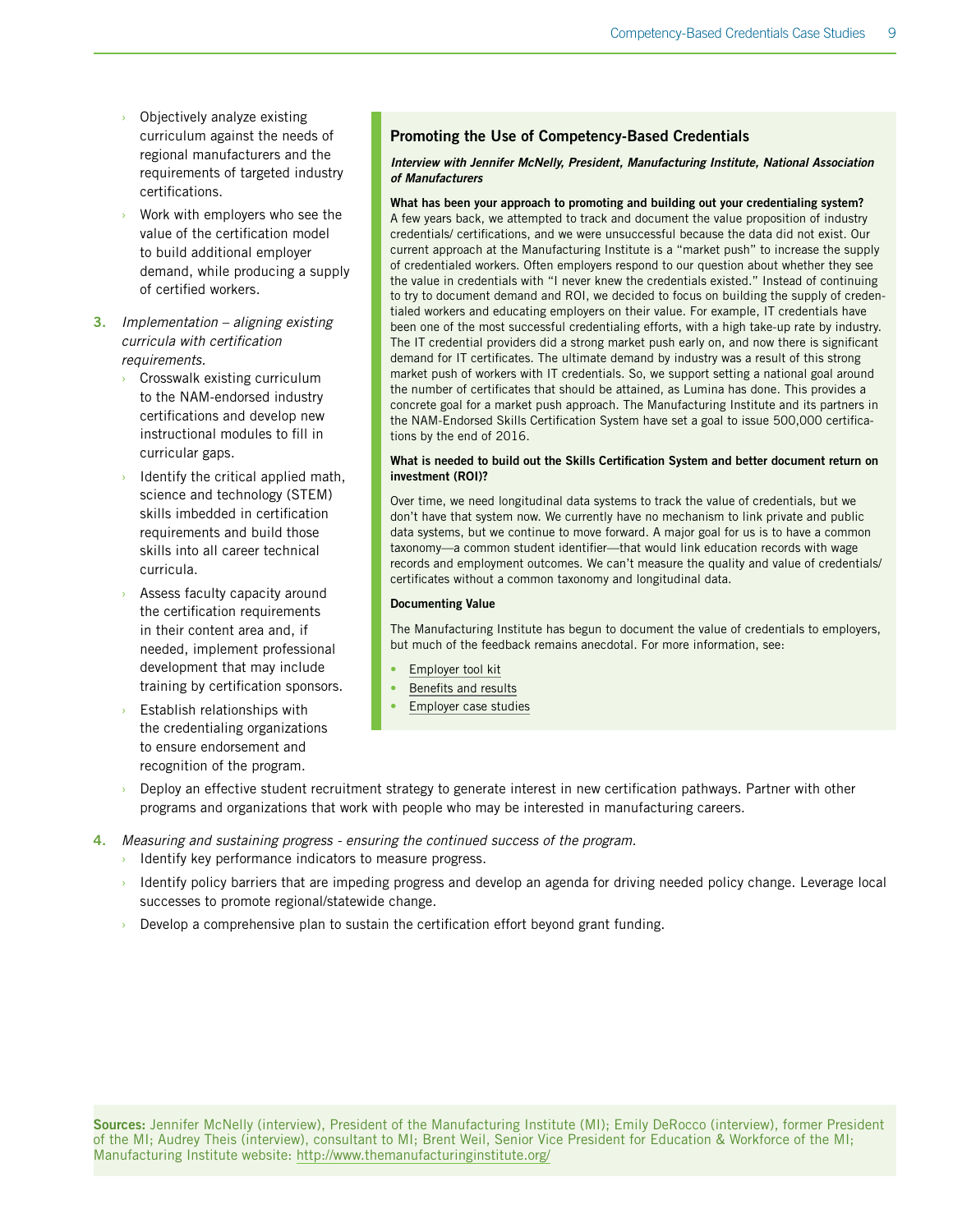- Objectively analyze existing curriculum against the needs of regional manufacturers and the requirements of targeted industry certifications.
- Work with employers who see the value of the certification model to build additional employer demand, while producing a supply of certified workers.

3. *Implementation – aligning existing curricula with certification requirements.*
   - Crosswalk existing curriculum to the NAM-endorsed industry certifications and develop new instructional modules to fill in curricular gaps.
   - Identify the critical applied math, science and technology (STEM) skills imbedded in certification requirements and build those skills into all career technical curricula.
   - Assess faculty capacity around the certification requirements in their content area and, if needed, implement professional development that may include training by certification sponsors.
   - Establish relationships with the credentialing organizations to ensure endorsement and recognition of the program.
   - Deploy an effective student recruitment strategy to generate interest in new certification pathways. Partner with other programs and organizations that work with people who may be interested in manufacturing careers.

4. *Measuring and sustaining progress - ensuring the continued success of the program.*
   - Identify key performance indicators to measure progress.
   - Identify policy barriers that are impeding progress and develop an agenda for driving needed policy change. Leverage local successes to promote regional/statewide change.
   - Develop a comprehensive plan to sustain the certification effort beyond grant funding.

## Promoting the Use of Competency-Based Credentials

***Interview with Jennifer McNelly, President, Manufacturing Institute, National Association of Manufacturers***

**What has been your approach to promoting and building out your credentialing system?**
A few years back, we attempted to track and document the value proposition of industry credentials/ certifications, and we were unsuccessful because the data did not exist. Our current approach at the Manufacturing Institute is a "market push" to increase the supply of credentialed workers. Often employers respond to our question about whether they see the value in credentials with "I never knew the credentials existed." Instead of continuing to try to document demand and ROI, we decided to focus on building the supply of credentialed workers and educating employers on their value. For example, IT credentials have been one of the most successful credentialing efforts, with a high take-up rate by industry. The IT credential providers did a strong market push early on, and now there is significant demand for IT certificates. The ultimate demand by industry was a result of this strong market push of workers with IT credentials. So, we support setting a national goal around the number of certificates that should be attained, as Lumina has done. This provides a concrete goal for a market push approach. The Manufacturing Institute and its partners in the NAM-Endorsed Skills Certification System have set a goal to issue 500,000 certifications by the end of 2016.

**What is needed to build out the Skills Certification System and better document return on investment (ROI)?**

Over time, we need longitudinal data systems to track the value of credentials, but we don't have that system now. We currently have no mechanism to link private and public data systems, but we continue to move forward. A major goal for us is to have a common taxonomy—a common student identifier—that would link education records with wage records and employment outcomes. We can't measure the quality and value of credentials/ certificates without a common taxonomy and longitudinal data.

**Documenting Value**

The Manufacturing Institute has begun to document the value of credentials to employers, but much of the feedback remains anecdotal. For more information, see:

- Employer tool kit
- Benefits and results
- Employer case studies

**Sources:** Jennifer McNelly (interview), President of the Manufacturing Institute (MI); Emily DeRocco (interview), former President of the MI; Audrey Theis (interview), consultant to MI; Brent Weil, Senior Vice President for Education & Workforce of the MI; Manufacturing Institute website: http://www.themanufacturinginstitute.org/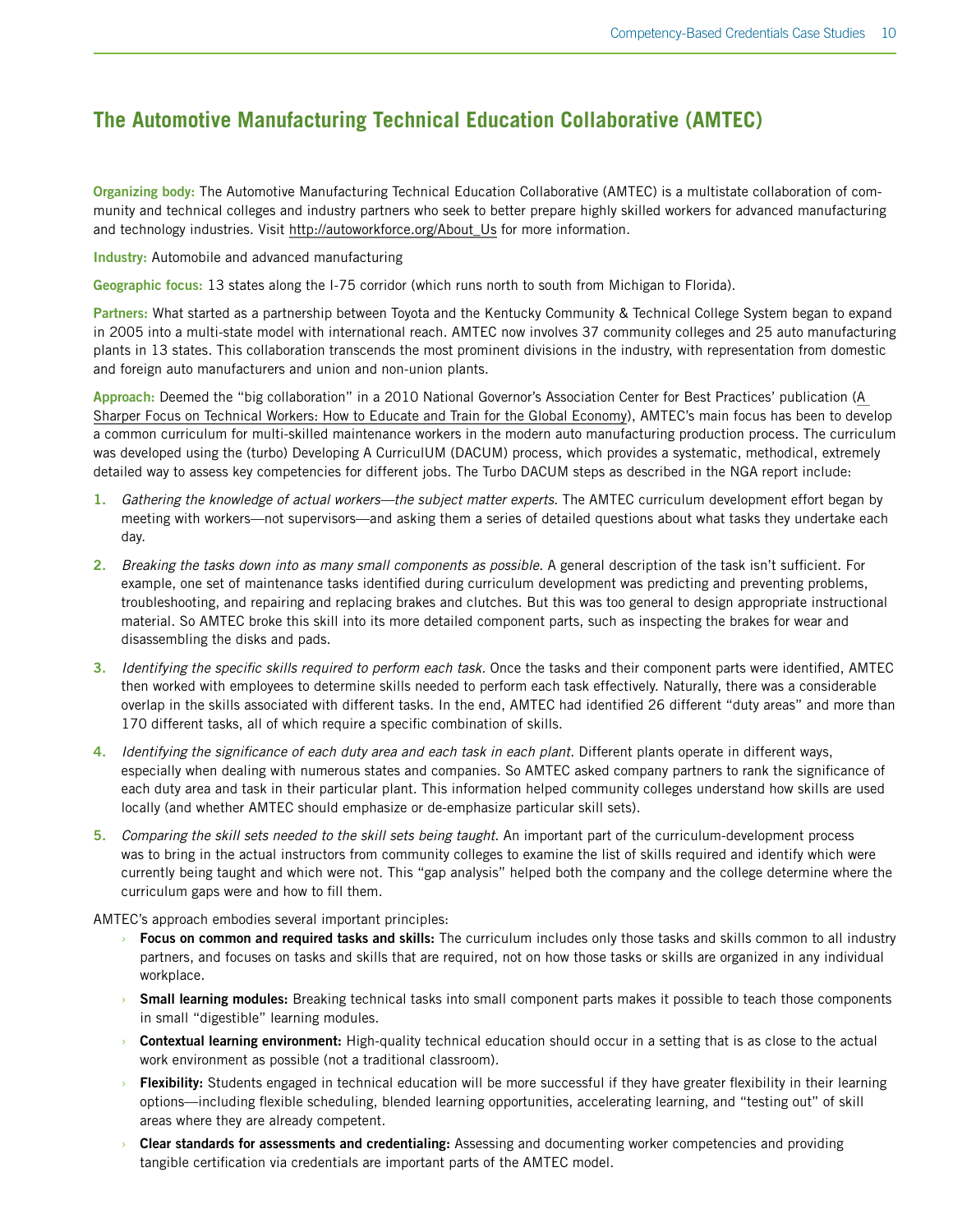## The Automotive Manufacturing Technical Education Collaborative (AMTEC)

**Organizing body:** The Automotive Manufacturing Technical Education Collaborative (AMTEC) is a multistate collaboration of community and technical colleges and industry partners who seek to better prepare highly skilled workers for advanced manufacturing and technology industries. Visit http://autoworkforce.org/About_Us for more information.

**Industry:** Automobile and advanced manufacturing

**Geographic focus:** 13 states along the I-75 corridor (which runs north to south from Michigan to Florida).

**Partners:** What started as a partnership between Toyota and the Kentucky Community & Technical College System began to expand in 2005 into a multi-state model with international reach. AMTEC now involves 37 community colleges and 25 auto manufacturing plants in 13 states. This collaboration transcends the most prominent divisions in the industry, with representation from domestic and foreign auto manufacturers and union and non-union plants.

**Approach:** Deemed the "big collaboration" in a 2010 National Governor's Association Center for Best Practices' publication (A Sharper Focus on Technical Workers: How to Educate and Train for the Global Economy), AMTEC's main focus has been to develop a common curriculum for multi-skilled maintenance workers in the modern auto manufacturing production process. The curriculum was developed using the (turbo) Developing A CurriculUM (DACUM) process, which provides a systematic, methodical, extremely detailed way to assess key competencies for different jobs. The Turbo DACUM steps as described in the NGA report include:

1. *Gathering the knowledge of actual workers—the subject matter experts.* The AMTEC curriculum development effort began by meeting with workers—not supervisors—and asking them a series of detailed questions about what tasks they undertake each day.
2. *Breaking the tasks down into as many small components as possible.* A general description of the task isn't sufficient. For example, one set of maintenance tasks identified during curriculum development was predicting and preventing problems, troubleshooting, and repairing and replacing brakes and clutches. But this was too general to design appropriate instructional material. So AMTEC broke this skill into its more detailed component parts, such as inspecting the brakes for wear and disassembling the disks and pads.
3. *Identifying the specific skills required to perform each task.* Once the tasks and their component parts were identified, AMTEC then worked with employees to determine skills needed to perform each task effectively. Naturally, there was a considerable overlap in the skills associated with different tasks. In the end, AMTEC had identified 26 different "duty areas" and more than 170 different tasks, all of which require a specific combination of skills.
4. *Identifying the significance of each duty area and each task in each plant.* Different plants operate in different ways, especially when dealing with numerous states and companies. So AMTEC asked company partners to rank the significance of each duty area and task in their particular plant. This information helped community colleges understand how skills are used locally (and whether AMTEC should emphasize or de-emphasize particular skill sets).
5. *Comparing the skill sets needed to the skill sets being taught.* An important part of the curriculum-development process was to bring in the actual instructors from community colleges to examine the list of skills required and identify which were currently being taught and which were not. This "gap analysis" helped both the company and the college determine where the curriculum gaps were and how to fill them.

AMTEC's approach embodies several important principles:

- **Focus on common and required tasks and skills:** The curriculum includes only those tasks and skills common to all industry partners, and focuses on tasks and skills that are required, not on how those tasks or skills are organized in any individual workplace.
- **Small learning modules:** Breaking technical tasks into small component parts makes it possible to teach those components in small "digestible" learning modules.
- **Contextual learning environment:** High-quality technical education should occur in a setting that is as close to the actual work environment as possible (not a traditional classroom).
- **Flexibility:** Students engaged in technical education will be more successful if they have greater flexibility in their learning options—including flexible scheduling, blended learning opportunities, accelerating learning, and "testing out" of skill areas where they are already competent.
- **Clear standards for assessments and credentialing:** Assessing and documenting worker competencies and providing tangible certification via credentials are important parts of the AMTEC model.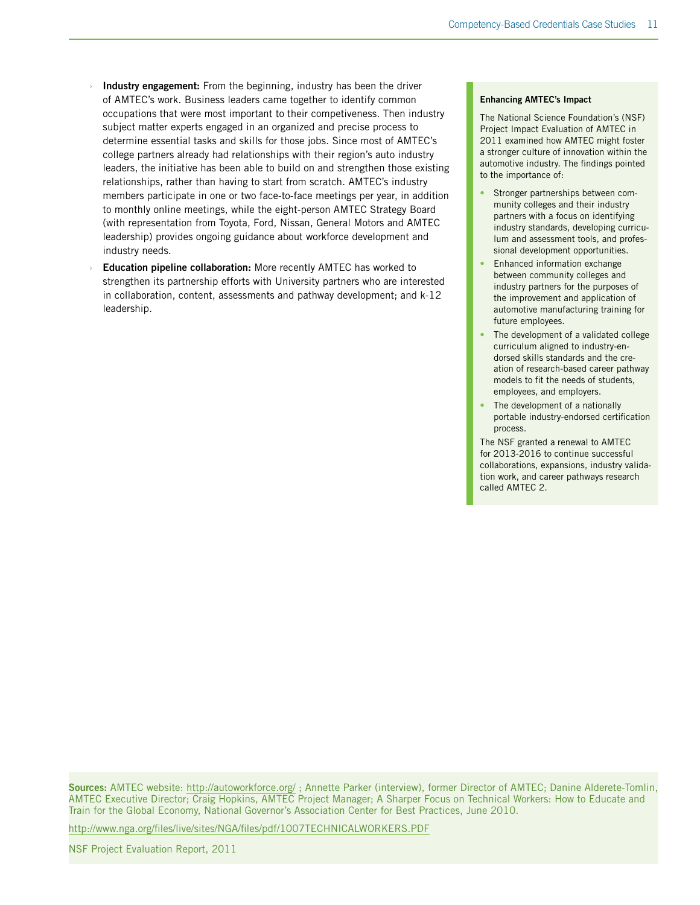- **Industry engagement:** From the beginning, industry has been the driver of AMTEC's work. Business leaders came together to identify common occupations that were most important to their competiveness. Then industry subject matter experts engaged in an organized and precise process to determine essential tasks and skills for those jobs. Since most of AMTEC's college partners already had relationships with their region's auto industry leaders, the initiative has been able to build on and strengthen those existing relationships, rather than having to start from scratch. AMTEC's industry members participate in one or two face-to-face meetings per year, in addition to monthly online meetings, while the eight-person AMTEC Strategy Board (with representation from Toyota, Ford, Nissan, General Motors and AMTEC leadership) provides ongoing guidance about workforce development and industry needs.
- **Education pipeline collaboration:** More recently AMTEC has worked to strengthen its partnership efforts with University partners who are interested in collaboration, content, assessments and pathway development; and k-12 leadership.

**Enhancing AMTEC's Impact**

The National Science Foundation's (NSF) Project Impact Evaluation of AMTEC in 2011 examined how AMTEC might foster a stronger culture of innovation within the automotive industry. The findings pointed to the importance of:

- Stronger partnerships between community colleges and their industry partners with a focus on identifying industry standards, developing curriculum and assessment tools, and professional development opportunities.
- Enhanced information exchange between community colleges and industry partners for the purposes of the improvement and application of automotive manufacturing training for future employees.
- The development of a validated college curriculum aligned to industry-endorsed skills standards and the creation of research-based career pathway models to fit the needs of students, employees, and employers.
- The development of a nationally portable industry-endorsed certification process.

The NSF granted a renewal to AMTEC for 2013-2016 to continue successful collaborations, expansions, industry validation work, and career pathways research called AMTEC 2.

**Sources:** AMTEC website: http://autoworkforce.org/ ; Annette Parker (interview), former Director of AMTEC; Danine Alderete-Tomlin, AMTEC Executive Director; Craig Hopkins, AMTEC Project Manager; A Sharper Focus on Technical Workers: How to Educate and Train for the Global Economy, National Governor's Association Center for Best Practices, June 2010.

http://www.nga.org/files/live/sites/NGA/files/pdf/1007TECHNICALWORKERS.PDF

NSF Project Evaluation Report, 2011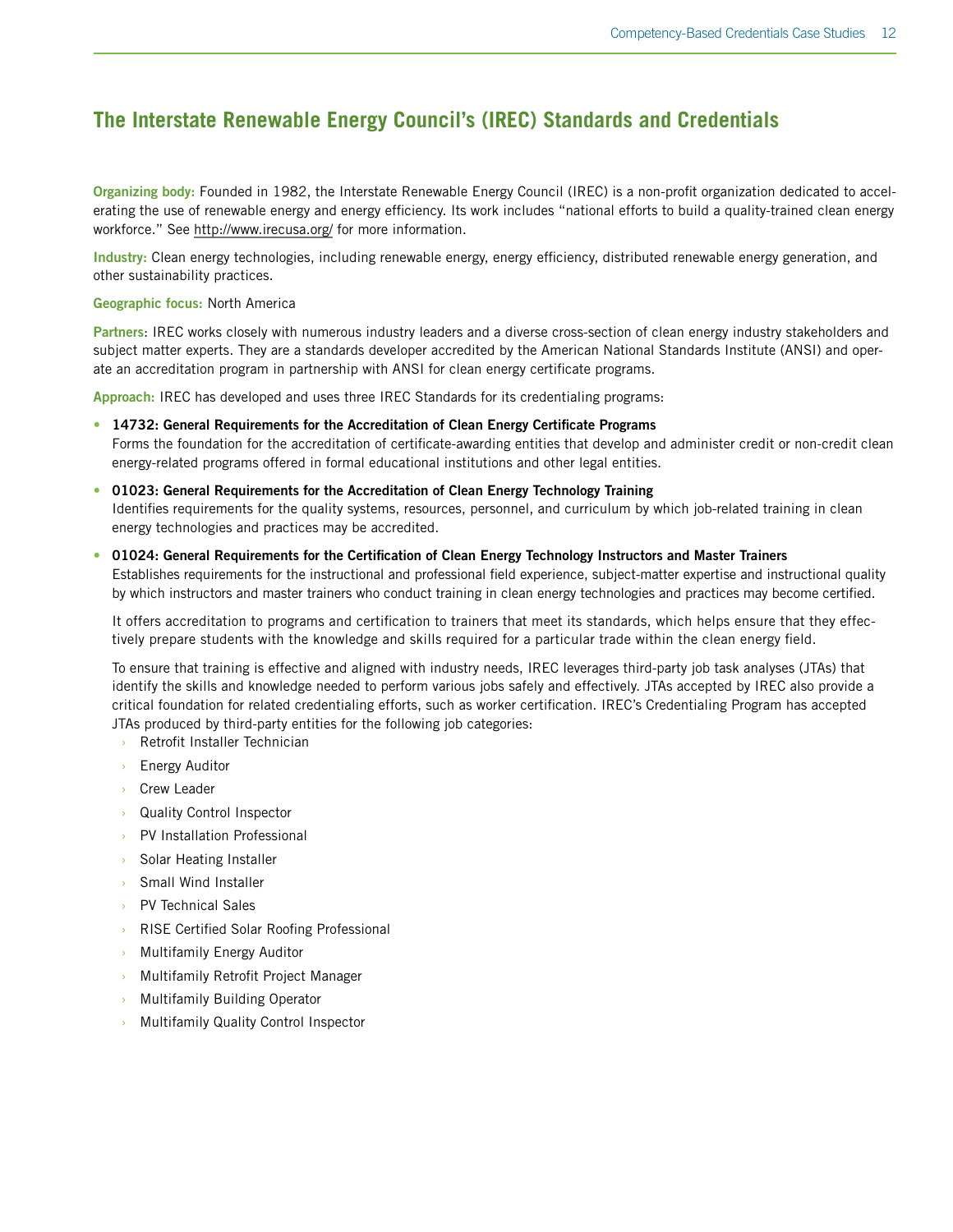## The Interstate Renewable Energy Council's (IREC) Standards and Credentials

**Organizing body:** Founded in 1982, the Interstate Renewable Energy Council (IREC) is a non-profit organization dedicated to accelerating the use of renewable energy and energy efficiency. Its work includes "national efforts to build a quality-trained clean energy workforce." See http://www.irecusa.org/ for more information.

**Industry:** Clean energy technologies, including renewable energy, energy efficiency, distributed renewable energy generation, and other sustainability practices.

**Geographic focus:** North America

**Partners**: IREC works closely with numerous industry leaders and a diverse cross-section of clean energy industry stakeholders and subject matter experts. They are a standards developer accredited by the American National Standards Institute (ANSI) and operate an accreditation program in partnership with ANSI for clean energy certificate programs.

**Approach:** IREC has developed and uses three IREC Standards for its credentialing programs:

- **14732: General Requirements for the Accreditation of Clean Energy Certificate Programs**
  Forms the foundation for the accreditation of certificate-awarding entities that develop and administer credit or non-credit clean energy-related programs offered in formal educational institutions and other legal entities.
- **01023: General Requirements for the Accreditation of Clean Energy Technology Training**
  Identifies requirements for the quality systems, resources, personnel, and curriculum by which job-related training in clean energy technologies and practices may be accredited.
- **01024: General Requirements for the Certification of Clean Energy Technology Instructors and Master Trainers**
  Establishes requirements for the instructional and professional field experience, subject-matter expertise and instructional quality by which instructors and master trainers who conduct training in clean energy technologies and practices may become certified.

  It offers accreditation to programs and certification to trainers that meet its standards, which helps ensure that they effectively prepare students with the knowledge and skills required for a particular trade within the clean energy field.

  To ensure that training is effective and aligned with industry needs, IREC leverages third-party job task analyses (JTAs) that identify the skills and knowledge needed to perform various jobs safely and effectively. JTAs accepted by IREC also provide a critical foundation for related credentialing efforts, such as worker certification. IREC's Credentialing Program has accepted JTAs produced by third-party entities for the following job categories:

  - Retrofit Installer Technician
  - Energy Auditor
  - Crew Leader
  - Quality Control Inspector
  - PV Installation Professional
  - Solar Heating Installer
  - Small Wind Installer
  - PV Technical Sales
  - RISE Certified Solar Roofing Professional
  - Multifamily Energy Auditor
  - Multifamily Retrofit Project Manager
  - Multifamily Building Operator
  - Multifamily Quality Control Inspector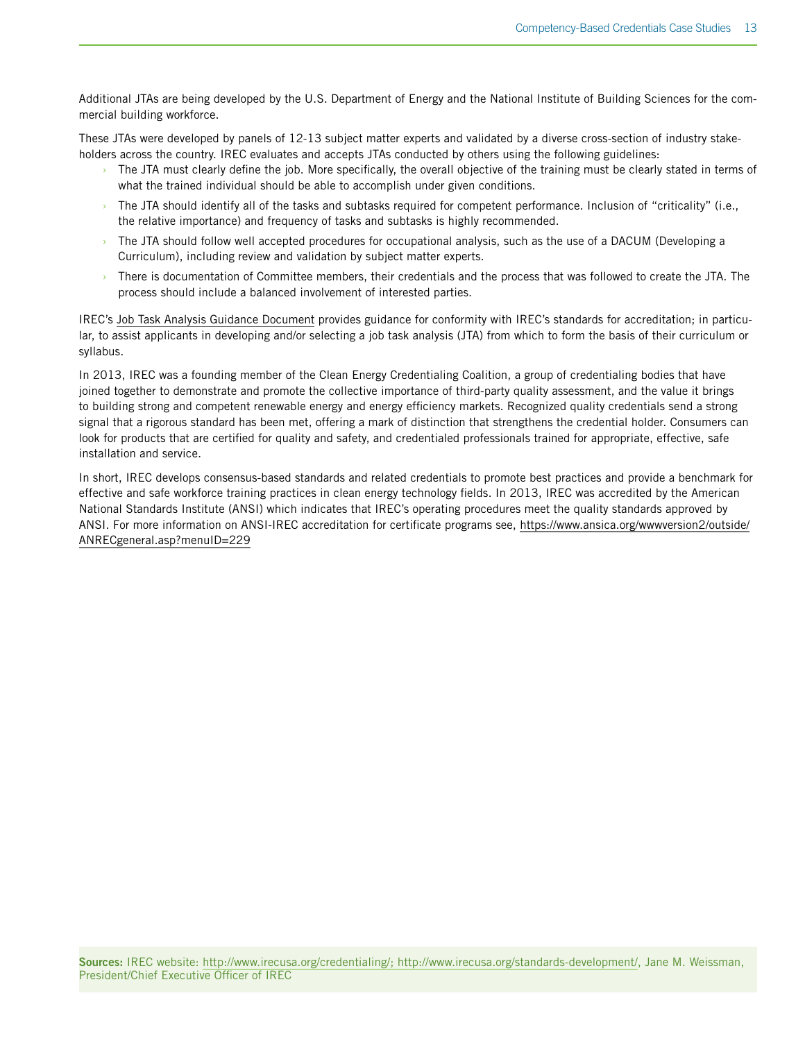Additional JTAs are being developed by the U.S. Department of Energy and the National Institute of Building Sciences for the commercial building workforce.

These JTAs were developed by panels of 12-13 subject matter experts and validated by a diverse cross-section of industry stakeholders across the country. IREC evaluates and accepts JTAs conducted by others using the following guidelines:

- The JTA must clearly define the job. More specifically, the overall objective of the training must be clearly stated in terms of what the trained individual should be able to accomplish under given conditions.
- The JTA should identify all of the tasks and subtasks required for competent performance. Inclusion of "criticality" (i.e., the relative importance) and frequency of tasks and subtasks is highly recommended.
- The JTA should follow well accepted procedures for occupational analysis, such as the use of a DACUM (Developing a Curriculum), including review and validation by subject matter experts.
- There is documentation of Committee members, their credentials and the process that was followed to create the JTA. The process should include a balanced involvement of interested parties.

IREC's Job Task Analysis Guidance Document provides guidance for conformity with IREC's standards for accreditation; in particular, to assist applicants in developing and/or selecting a job task analysis (JTA) from which to form the basis of their curriculum or syllabus.

In 2013, IREC was a founding member of the Clean Energy Credentialing Coalition, a group of credentialing bodies that have joined together to demonstrate and promote the collective importance of third-party quality assessment, and the value it brings to building strong and competent renewable energy and energy efficiency markets. Recognized quality credentials send a strong signal that a rigorous standard has been met, offering a mark of distinction that strengthens the credential holder. Consumers can look for products that are certified for quality and safety, and credentialed professionals trained for appropriate, effective, safe installation and service.

In short, IREC develops consensus-based standards and related credentials to promote best practices and provide a benchmark for effective and safe workforce training practices in clean energy technology fields. In 2013, IREC was accredited by the American National Standards Institute (ANSI) which indicates that IREC's operating procedures meet the quality standards approved by ANSI. For more information on ANSI-IREC accreditation for certificate programs see, https://www.ansica.org/wwwversion2/outside/ANRECgeneral.asp?menuID=229

**Sources:** IREC website: http://www.irecusa.org/credentialing/; http://www.irecusa.org/standards-development/, Jane M. Weissman, President/Chief Executive Officer of IREC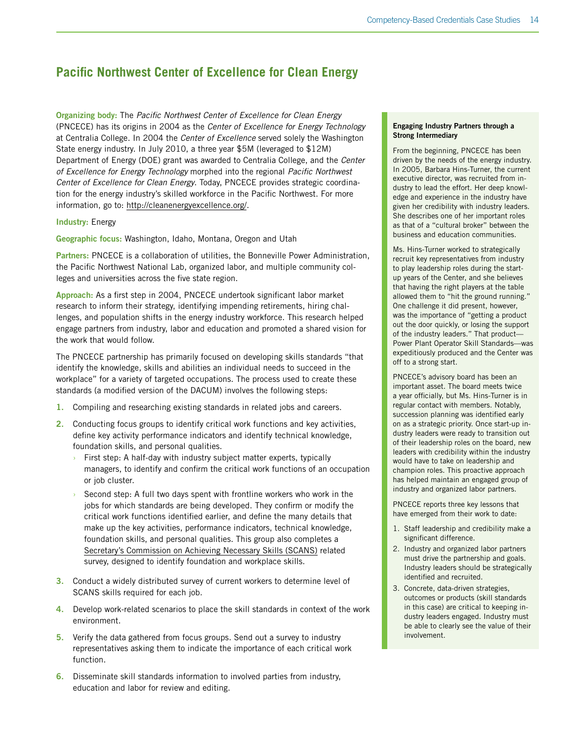## Pacific Northwest Center of Excellence for Clean Energy

**Organizing body:** The *Pacific Northwest Center of Excellence for Clean Energy* (PNCECE) has its origins in 2004 as the *Center of Excellence for Energy Technology* at Centralia College. In 2004 the *Center of Excellence* served solely the Washington State energy industry. In July 2010, a three year $5M (leveraged to $12M) Department of Energy (DOE) grant was awarded to Centralia College, and the *Center of Excellence for Energy Technology* morphed into the regional *Pacific Northwest Center of Excellence for Clean Energy*. Today, PNCECE provides strategic coordination for the energy industry's skilled workforce in the Pacific Northwest. For more information, go to: http://cleanenergyexcellence.org/.

**Industry:** Energy

**Geographic focus:** Washington, Idaho, Montana, Oregon and Utah

**Partners:** PNCECE is a collaboration of utilities, the Bonneville Power Administration, the Pacific Northwest National Lab, organized labor, and multiple community colleges and universities across the five state region.

**Approach:** As a first step in 2004, PNCECE undertook significant labor market research to inform their strategy, identifying impending retirements, hiring challenges, and population shifts in the energy industry workforce. This research helped engage partners from industry, labor and education and promoted a shared vision for the work that would follow.

The PNCECE partnership has primarily focused on developing skills standards "that identify the knowledge, skills and abilities an individual needs to succeed in the workplace" for a variety of targeted occupations. The process used to create these standards (a modified version of the DACUM) involves the following steps:

1. Compiling and researching existing standards in related jobs and careers.
2. Conducting focus groups to identify critical work functions and key activities, define key activity performance indicators and identify technical knowledge, foundation skills, and personal qualities.
   - First step: A half-day with industry subject matter experts, typically managers, to identify and confirm the critical work functions of an occupation or job cluster.
   - Second step: A full two days spent with frontline workers who work in the jobs for which standards are being developed. They confirm or modify the critical work functions identified earlier, and define the many details that make up the key activities, performance indicators, technical knowledge, foundation skills, and personal qualities. This group also completes a Secretary's Commission on Achieving Necessary Skills (SCANS) related survey, designed to identify foundation and workplace skills.
3. Conduct a widely distributed survey of current workers to determine level of SCANS skills required for each job.
4. Develop work-related scenarios to place the skill standards in context of the work environment.
5. Verify the data gathered from focus groups. Send out a survey to industry representatives asking them to indicate the importance of each critical work function.
6. Disseminate skill standards information to involved parties from industry, education and labor for review and editing.

**Engaging Industry Partners through a Strong Intermediary**

From the beginning, PNCECE has been driven by the needs of the energy industry. In 2005, Barbara Hins-Turner, the current executive director, was recruited from industry to lead the effort. Her deep knowledge and experience in the industry have given her credibility with industry leaders. She describes one of her important roles as that of a "cultural broker" between the business and education communities.

Ms. Hins-Turner worked to strategically recruit key representatives from industry to play leadership roles during the start-up years of the Center, and she believes that having the right players at the table allowed them to "hit the ground running." One challenge it did present, however, was the importance of "getting a product out the door quickly, or losing the support of the industry leaders." That product—Power Plant Operator Skill Standards—was expeditiously produced and the Center was off to a strong start.

PNCECE's advisory board has been an important asset. The board meets twice a year officially, but Ms. Hins-Turner is in regular contact with members. Notably, succession planning was identified early on as a strategic priority. Once start-up industry leaders were ready to transition out of their leadership roles on the board, new leaders with credibility within the industry would have to take on leadership and champion roles. This proactive approach has helped maintain an engaged group of industry and organized labor partners.

PNCECE reports three key lessons that have emerged from their work to date:

1. Staff leadership and credibility make a significant difference.
2. Industry and organized labor partners must drive the partnership and goals. Industry leaders should be strategically identified and recruited.
3. Concrete, data-driven strategies, outcomes or products (skill standards in this case) are critical to keeping industry leaders engaged. Industry must be able to clearly see the value of their involvement.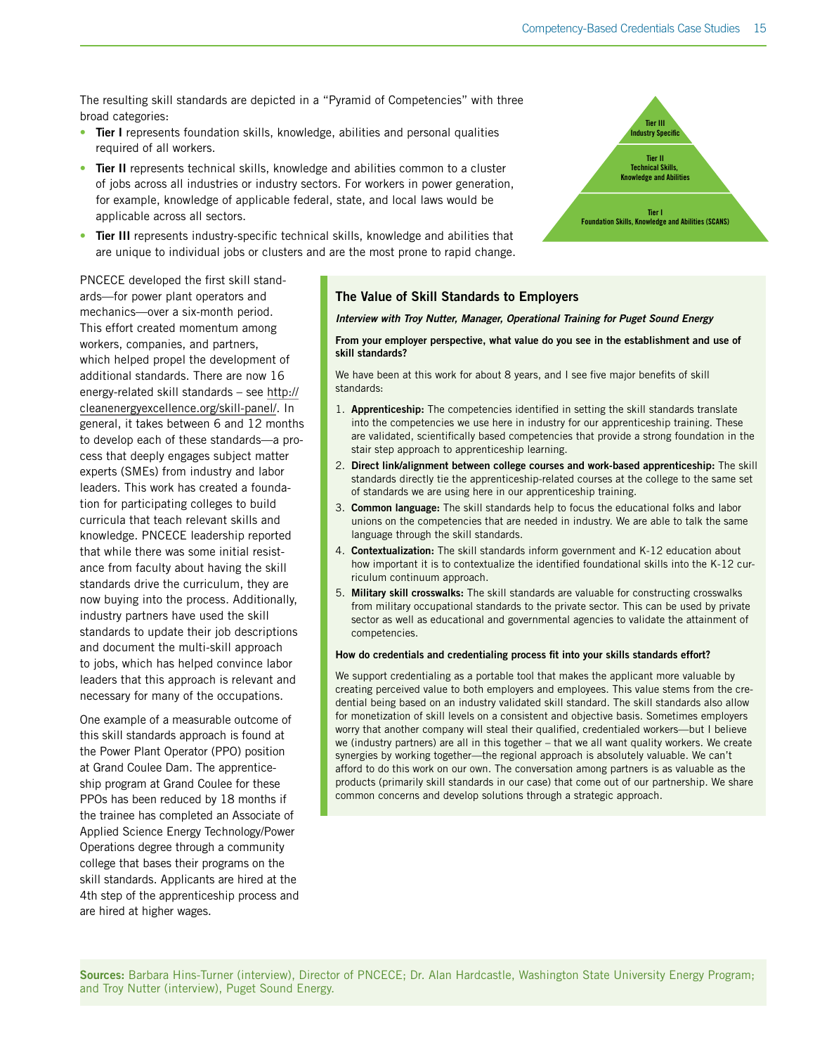The resulting skill standards are depicted in a "Pyramid of Competencies" with three broad categories:

- **Tier I** represents foundation skills, knowledge, abilities and personal qualities required of all workers.
- **Tier II** represents technical skills, knowledge and abilities common to a cluster of jobs across all industries or industry sectors. For workers in power generation, for example, knowledge of applicable federal, state, and local laws would be applicable across all sectors.
- **Tier III** represents industry-specific technical skills, knowledge and abilities that are unique to individual jobs or clusters and are the most prone to rapid change.

Tier III
Industry Specific

Tier II
Technical Skills, Knowledge and Abilities

Tier I
Foundation Skills, Knowledge and Abilities (SCANS)

PNCECE developed the first skill standards—for power plant operators and mechanics—over a six-month period. This effort created momentum among workers, companies, and partners, which helped propel the development of additional standards. There are now 16 energy-related skill standards – see http://cleanenergyexcellence.org/skill-panel/. In general, it takes between 6 and 12 months to develop each of these standards—a process that deeply engages subject matter experts (SMEs) from industry and labor leaders. This work has created a foundation for participating colleges to build curricula that teach relevant skills and knowledge. PNCECE leadership reported that while there was some initial resistance from faculty about having the skill standards drive the curriculum, they are now buying into the process. Additionally, industry partners have used the skill standards to update their job descriptions and document the multi-skill approach to jobs, which has helped convince labor leaders that this approach is relevant and necessary for many of the occupations.

One example of a measurable outcome of this skill standards approach is found at the Power Plant Operator (PPO) position at Grand Coulee Dam. The apprenticeship program at Grand Coulee for these PPOs has been reduced by 18 months if the trainee has completed an Associate of Applied Science Energy Technology/Power Operations degree through a community college that bases their programs on the skill standards. Applicants are hired at the 4th step of the apprenticeship process and are hired at higher wages.

## The Value of Skill Standards to Employers

***Interview with Troy Nutter, Manager, Operational Training for Puget Sound Energy***

**From your employer perspective, what value do you see in the establishment and use of skill standards?**

We have been at this work for about 8 years, and I see five major benefits of skill standards:

1. **Apprenticeship:** The competencies identified in setting the skill standards translate into the competencies we use here in industry for our apprenticeship training. These are validated, scientifically based competencies that provide a strong foundation in the stair step approach to apprenticeship learning.
2. **Direct link/alignment between college courses and work-based apprenticeship:** The skill standards directly tie the apprenticeship-related courses at the college to the same set of standards we are using here in our apprenticeship training.
3. **Common language:** The skill standards help to focus the educational folks and labor unions on the competencies that are needed in industry. We are able to talk the same language through the skill standards.
4. **Contextualization:** The skill standards inform government and K-12 education about how important it is to contextualize the identified foundational skills into the K-12 curriculum continuum approach.
5. **Military skill crosswalks:** The skill standards are valuable for constructing crosswalks from military occupational standards to the private sector. This can be used by private sector as well as educational and governmental agencies to validate the attainment of competencies.

**How do credentials and credentialing process fit into your skills standards effort?**

We support credentialing as a portable tool that makes the applicant more valuable by creating perceived value to both employers and employees. This value stems from the credential being based on an industry validated skill standard. The skill standards also allow for monetization of skill levels on a consistent and objective basis. Sometimes employers worry that another company will steal their qualified, credentialed workers—but I believe we (industry partners) are all in this together – that we all want quality workers. We create synergies by working together—the regional approach is absolutely valuable. We can't afford to do this work on our own. The conversation among partners is as valuable as the products (primarily skill standards in our case) that come out of our partnership. We share common concerns and develop solutions through a strategic approach.

**Sources:** Barbara Hins-Turner (interview), Director of PNCECE; Dr. Alan Hardcastle, Washington State University Energy Program; and Troy Nutter (interview), Puget Sound Energy.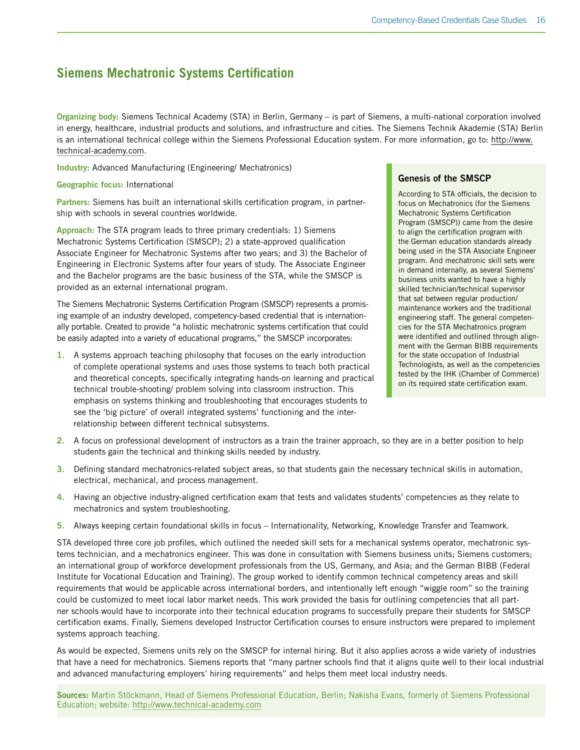## Siemens Mechatronic Systems Certification

**Organizing body:** Siemens Technical Academy (STA) in Berlin, Germany – is part of Siemens, a multi-national corporation involved in energy, healthcare, industrial products and solutions, and infrastructure and cities. The Siemens Technik Akademie (STA) Berlin is an international technical college within the Siemens Professional Education system. For more information, go to: http://www.technical-academy.com.

**Industry:** Advanced Manufacturing (Engineering/ Mechatronics)

**Geographic focus:** International

**Partners:** Siemens has built an international skills certification program, in partnership with schools in several countries worldwide.

**Approach:** The STA program leads to three primary credentials: 1) Siemens Mechatronic Systems Certification (SMSCP); 2) a state-approved qualification Associate Engineer for Mechatronic Systems after two years; and 3) the Bachelor of Engineering in Electronic Systems after four years of study. The Associate Engineer and the Bachelor programs are the basic business of the STA, while the SMSCP is provided as an external international program.

The Siemens Mechatronic Systems Certification Program (SMSCP) represents a promising example of an industry developed, competency-based credential that is internationally portable. Created to provide "a holistic mechatronic systems certification that could be easily adapted into a variety of educational programs," the SMSCP incorporates:

1. A systems approach teaching philosophy that focuses on the early introduction of complete operational systems and uses those systems to teach both practical and theoretical concepts, specifically integrating hands-on learning and practical technical trouble-shooting/ problem solving into classroom instruction. This emphasis on systems thinking and troubleshooting that encourages students to see the 'big picture' of overall integrated systems' functioning and the interrelationship between different technical subsystems.
2. A focus on professional development of instructors as a train the trainer approach, so they are in a better position to help students gain the technical and thinking skills needed by industry.
3. Defining standard mechatronics-related subject areas, so that students gain the necessary technical skills in automation, electrical, mechanical, and process management.
4. Having an objective industry-aligned certification exam that tests and validates students' competencies as they relate to mechatronics and system troubleshooting.
5. Always keeping certain foundational skills in focus – Internationality, Networking, Knowledge Transfer and Teamwork.

### Genesis of the SMSCP

According to STA officials, the decision to focus on Mechatronics (for the Siemens Mechatronic Systems Certification Program (SMSCP)) came from the desire to align the certification program with the German education standards already being used in the STA Associate Engineer program. And mechatronic skill sets were in demand internally, as several Siemens' business units wanted to have a highly skilled technician/technical supervisor that sat between regular production/ maintenance workers and the traditional engineering staff. The general competencies for the STA Mechatronics program were identified and outlined through alignment with the German BIBB requirements for the state occupation of Industrial Technologists, as well as the competencies tested by the IHK (Chamber of Commerce) on its required state certification exam.

STA developed three core job profiles, which outlined the needed skill sets for a mechanical systems operator, mechatronic systems technician, and a mechatronics engineer. This was done in consultation with Siemens business units; Siemens customers; an international group of workforce development professionals from the US, Germany, and Asia; and the German BIBB (Federal Institute for Vocational Education and Training). The group worked to identify common technical competency areas and skill requirements that would be applicable across international borders, and intentionally left enough "wiggle room" so the training could be customized to meet local labor market needs. This work provided the basis for outlining competencies that all partner schools would have to incorporate into their technical education programs to successfully prepare their students for SMSCP certification exams. Finally, Siemens developed Instructor Certification courses to ensure instructors were prepared to implement systems approach teaching.

As would be expected, Siemens units rely on the SMSCP for internal hiring. But it also applies across a wide variety of industries that have a need for mechatronics. Siemens reports that "many partner schools find that it aligns quite well to their local industrial and advanced manufacturing employers' hiring requirements" and helps them meet local industry needs.

**Sources:** Martin Stöckmann, Head of Siemens Professional Education, Berlin; Nakisha Evans, formerly of Siemens Professional Education; website: http://www.technical-academy.com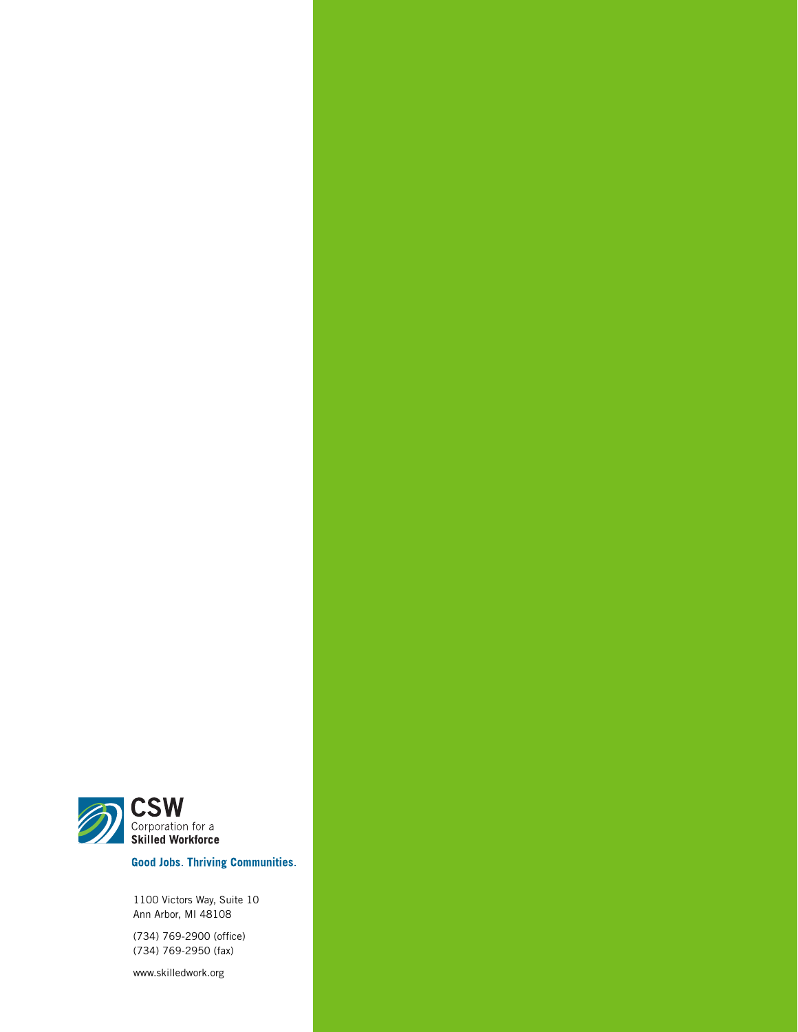**CSW**
Corporation for a
**Skilled Workforce**

**Good Jobs. Thriving Communities.**

1100 Victors Way, Suite 10
Ann Arbor, MI 48108

(734) 769-2900 (office)
(734) 769-2950 (fax)

www.skilledwork.org